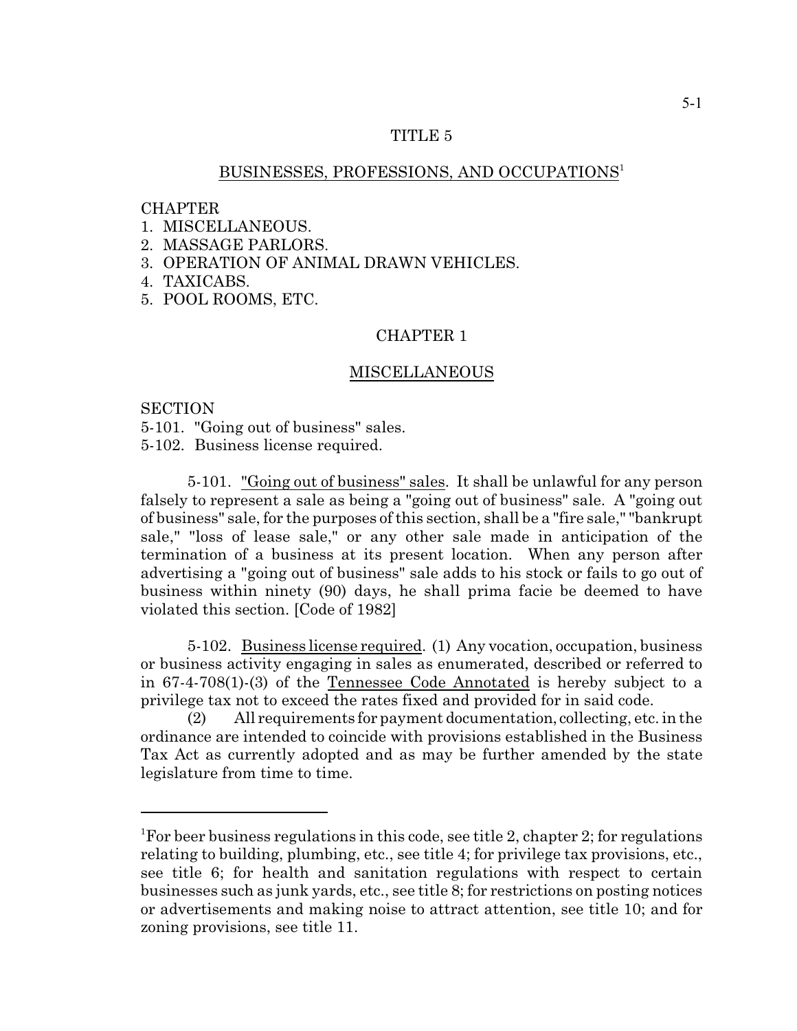# TITLE 5

## BUSINESSES, PROFESSIONS, AND OCCUPATIONS[1]

CHAPTER
1. MISCELLANEOUS.
2. MASSAGE PARLORS.
3. OPERATION OF ANIMAL DRAWN VEHICLES.
4. TAXICABS.
5. POOL ROOMS, ETC.

## CHAPTER 1

## MISCELLANEOUS

SECTION
5-101. "Going out of business" sales.
5-102. Business license required.

5-101. "Going out of business" sales. It shall be unlawful for any person falsely to represent a sale as being a "going out of business" sale. A "going out of business" sale, for the purposes of this section, shall be a "fire sale," "bankrupt sale," "loss of lease sale," or any other sale made in anticipation of the termination of a business at its present location. When any person after advertising a "going out of business" sale adds to his stock or fails to go out of business within ninety (90) days, he shall prima facie be deemed to have violated this section. [Code of 1982]

5-102. Business license required. (1) Any vocation, occupation, business or business activity engaging in sales as enumerated, described or referred to in 67-4-708(1)-(3) of the Tennessee Code Annotated is hereby subject to a privilege tax not to exceed the rates fixed and provided for in said code.

(2) All requirements for payment documentation, collecting, etc. in the ordinance are intended to coincide with provisions established in the Business Tax Act as currently adopted and as may be further amended by the state legislature from time to time.

---

[1]For beer business regulations in this code, see title 2, chapter 2; for regulations relating to building, plumbing, etc., see title 4; for privilege tax provisions, etc., see title 6; for health and sanitation regulations with respect to certain businesses such as junk yards, etc., see title 8; for restrictions on posting notices or advertisements and making noise to attract attention, see title 10; and for zoning provisions, see title 11.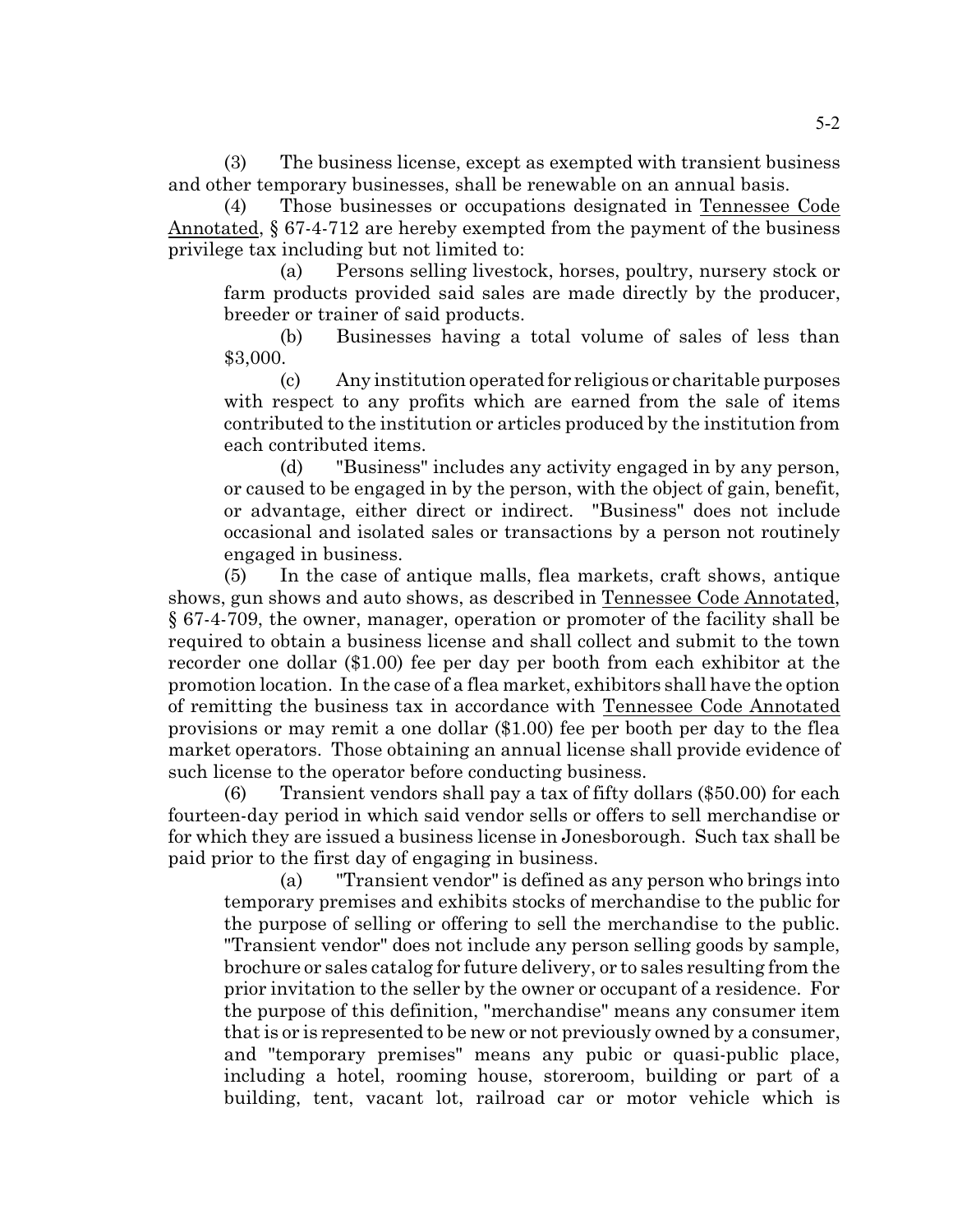(3) The business license, except as exempted with transient business and other temporary businesses, shall be renewable on an annual basis.

(4) Those businesses or occupations designated in Tennessee Code Annotated, § 67-4-712 are hereby exempted from the payment of the business privilege tax including but not limited to:

(a) Persons selling livestock, horses, poultry, nursery stock or farm products provided said sales are made directly by the producer, breeder or trainer of said products.

(b) Businesses having a total volume of sales of less than $3,000.

(c) Any institution operated for religious or charitable purposes with respect to any profits which are earned from the sale of items contributed to the institution or articles produced by the institution from each contributed items.

(d) "Business" includes any activity engaged in by any person, or caused to be engaged in by the person, with the object of gain, benefit, or advantage, either direct or indirect. "Business" does not include occasional and isolated sales or transactions by a person not routinely engaged in business.

(5) In the case of antique malls, flea markets, craft shows, antique shows, gun shows and auto shows, as described in Tennessee Code Annotated, § 67-4-709, the owner, manager, operation or promoter of the facility shall be required to obtain a business license and shall collect and submit to the town recorder one dollar ($1.00) fee per day per booth from each exhibitor at the promotion location. In the case of a flea market, exhibitors shall have the option of remitting the business tax in accordance with Tennessee Code Annotated provisions or may remit a one dollar ($1.00) fee per booth per day to the flea market operators. Those obtaining an annual license shall provide evidence of such license to the operator before conducting business.

(6) Transient vendors shall pay a tax of fifty dollars ($50.00) for each fourteen-day period in which said vendor sells or offers to sell merchandise or for which they are issued a business license in Jonesborough. Such tax shall be paid prior to the first day of engaging in business.

(a) "Transient vendor" is defined as any person who brings into temporary premises and exhibits stocks of merchandise to the public for the purpose of selling or offering to sell the merchandise to the public. "Transient vendor" does not include any person selling goods by sample, brochure or sales catalog for future delivery, or to sales resulting from the prior invitation to the seller by the owner or occupant of a residence. For the purpose of this definition, "merchandise" means any consumer item that is or is represented to be new or not previously owned by a consumer, and "temporary premises" means any pubic or quasi-public place, including a hotel, rooming house, storeroom, building or part of a building, tent, vacant lot, railroad car or motor vehicle which is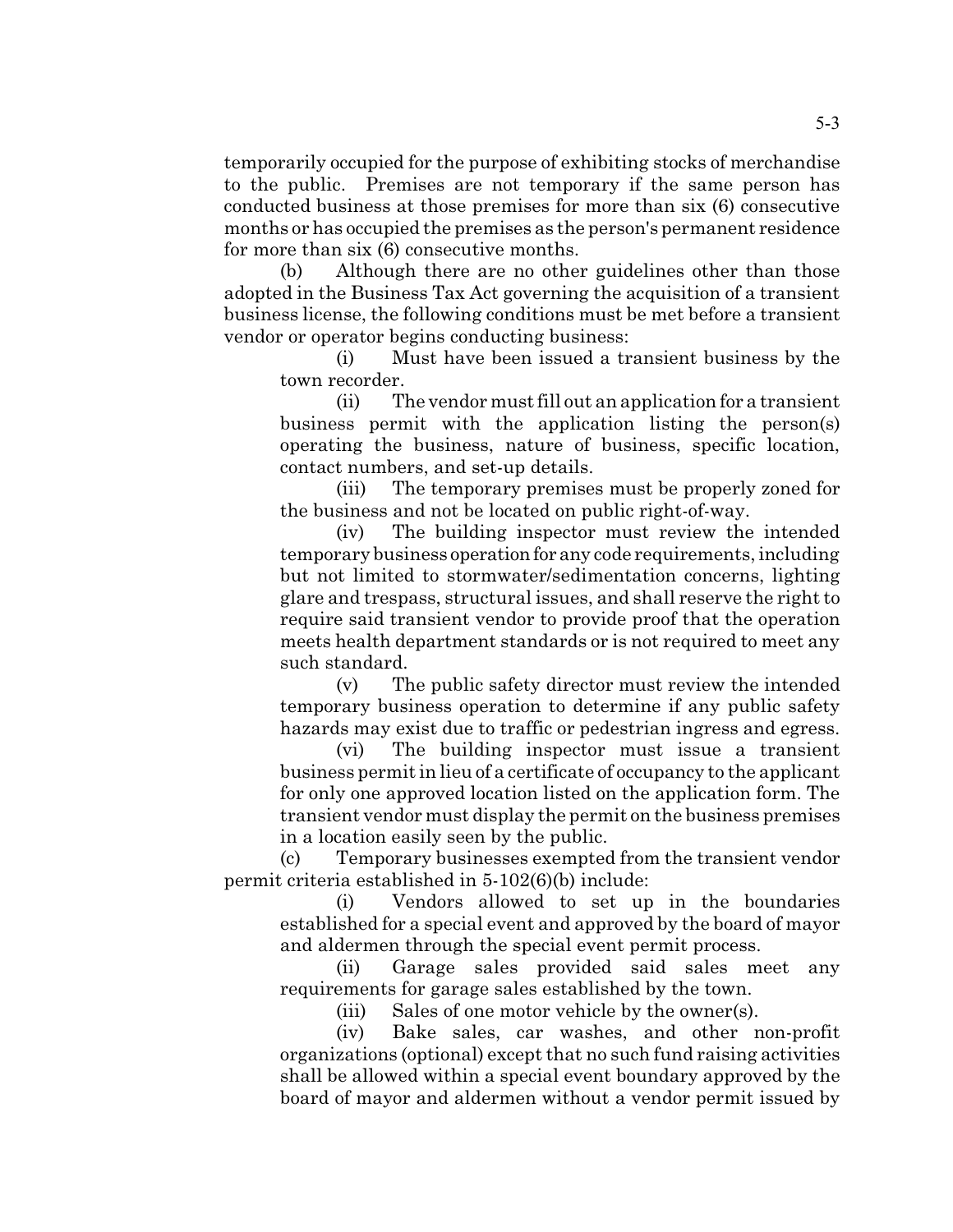temporarily occupied for the purpose of exhibiting stocks of merchandise to the public. Premises are not temporary if the same person has conducted business at those premises for more than six (6) consecutive months or has occupied the premises as the person's permanent residence for more than six (6) consecutive months.

(b) Although there are no other guidelines other than those adopted in the Business Tax Act governing the acquisition of a transient business license, the following conditions must be met before a transient vendor or operator begins conducting business:

(i) Must have been issued a transient business by the town recorder.

(ii) The vendor must fill out an application for a transient business permit with the application listing the person(s) operating the business, nature of business, specific location, contact numbers, and set-up details.

(iii) The temporary premises must be properly zoned for the business and not be located on public right-of-way.

(iv) The building inspector must review the intended temporary business operation for any code requirements, including but not limited to stormwater/sedimentation concerns, lighting glare and trespass, structural issues, and shall reserve the right to require said transient vendor to provide proof that the operation meets health department standards or is not required to meet any such standard.

(v) The public safety director must review the intended temporary business operation to determine if any public safety hazards may exist due to traffic or pedestrian ingress and egress.

(vi) The building inspector must issue a transient business permit in lieu of a certificate of occupancy to the applicant for only one approved location listed on the application form. The transient vendor must display the permit on the business premises in a location easily seen by the public.

(c) Temporary businesses exempted from the transient vendor permit criteria established in 5-102(6)(b) include:

(i) Vendors allowed to set up in the boundaries established for a special event and approved by the board of mayor and aldermen through the special event permit process.

(ii) Garage sales provided said sales meet any requirements for garage sales established by the town.

(iii) Sales of one motor vehicle by the owner(s).

(iv) Bake sales, car washes, and other non-profit organizations (optional) except that no such fund raising activities shall be allowed within a special event boundary approved by the board of mayor and aldermen without a vendor permit issued by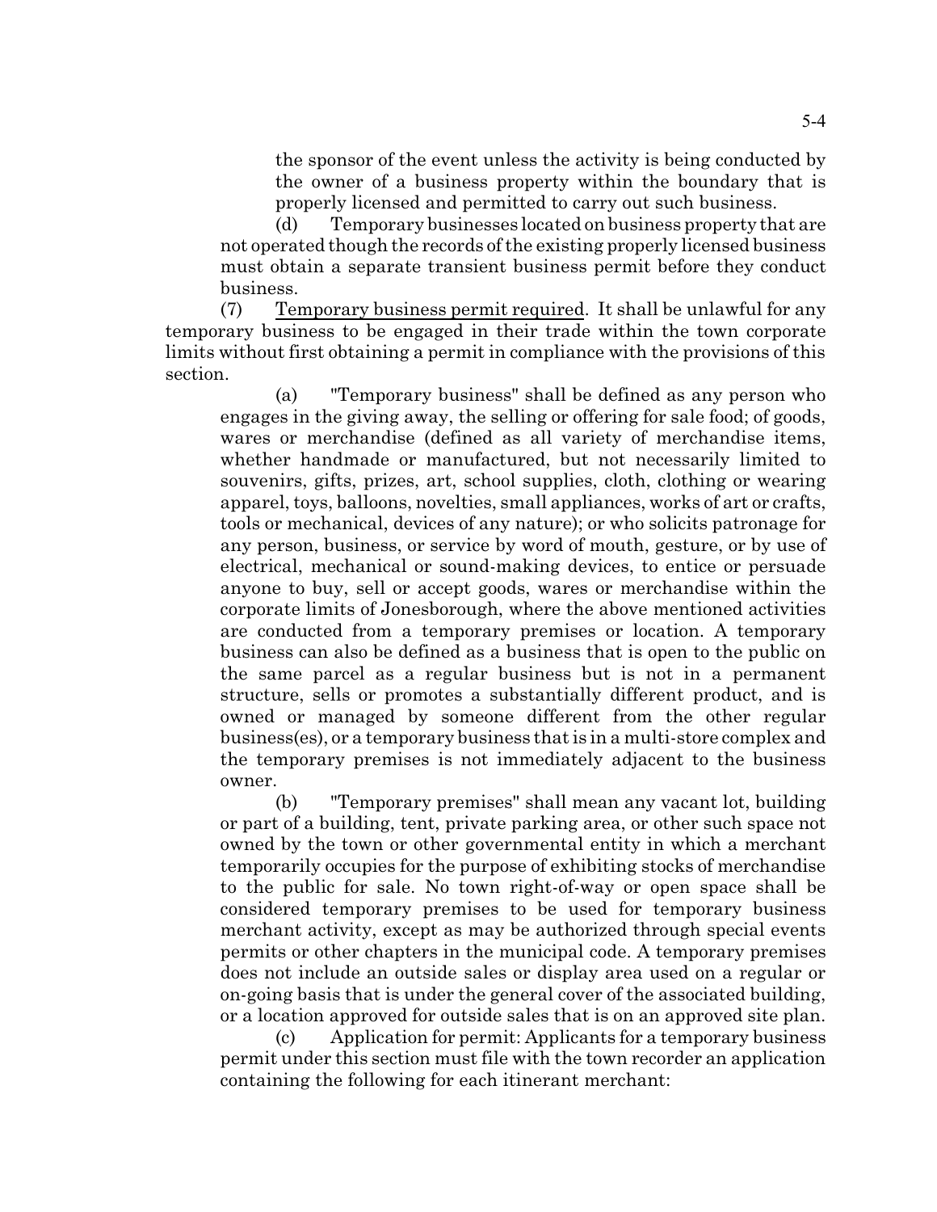the sponsor of the event unless the activity is being conducted by the owner of a business property within the boundary that is properly licensed and permitted to carry out such business.

(d) Temporary businesses located on business property that are not operated though the records of the existing properly licensed business must obtain a separate transient business permit before they conduct business.

(7) Temporary business permit required. It shall be unlawful for any temporary business to be engaged in their trade within the town corporate limits without first obtaining a permit in compliance with the provisions of this section.

(a) "Temporary business" shall be defined as any person who engages in the giving away, the selling or offering for sale food; of goods, wares or merchandise (defined as all variety of merchandise items, whether handmade or manufactured, but not necessarily limited to souvenirs, gifts, prizes, art, school supplies, cloth, clothing or wearing apparel, toys, balloons, novelties, small appliances, works of art or crafts, tools or mechanical, devices of any nature); or who solicits patronage for any person, business, or service by word of mouth, gesture, or by use of electrical, mechanical or sound-making devices, to entice or persuade anyone to buy, sell or accept goods, wares or merchandise within the corporate limits of Jonesborough, where the above mentioned activities are conducted from a temporary premises or location. A temporary business can also be defined as a business that is open to the public on the same parcel as a regular business but is not in a permanent structure, sells or promotes a substantially different product, and is owned or managed by someone different from the other regular business(es), or a temporary business that is in a multi-store complex and the temporary premises is not immediately adjacent to the business owner.

(b) "Temporary premises" shall mean any vacant lot, building or part of a building, tent, private parking area, or other such space not owned by the town or other governmental entity in which a merchant temporarily occupies for the purpose of exhibiting stocks of merchandise to the public for sale. No town right-of-way or open space shall be considered temporary premises to be used for temporary business merchant activity, except as may be authorized through special events permits or other chapters in the municipal code. A temporary premises does not include an outside sales or display area used on a regular or on-going basis that is under the general cover of the associated building, or a location approved for outside sales that is on an approved site plan.

(c) Application for permit: Applicants for a temporary business permit under this section must file with the town recorder an application containing the following for each itinerant merchant: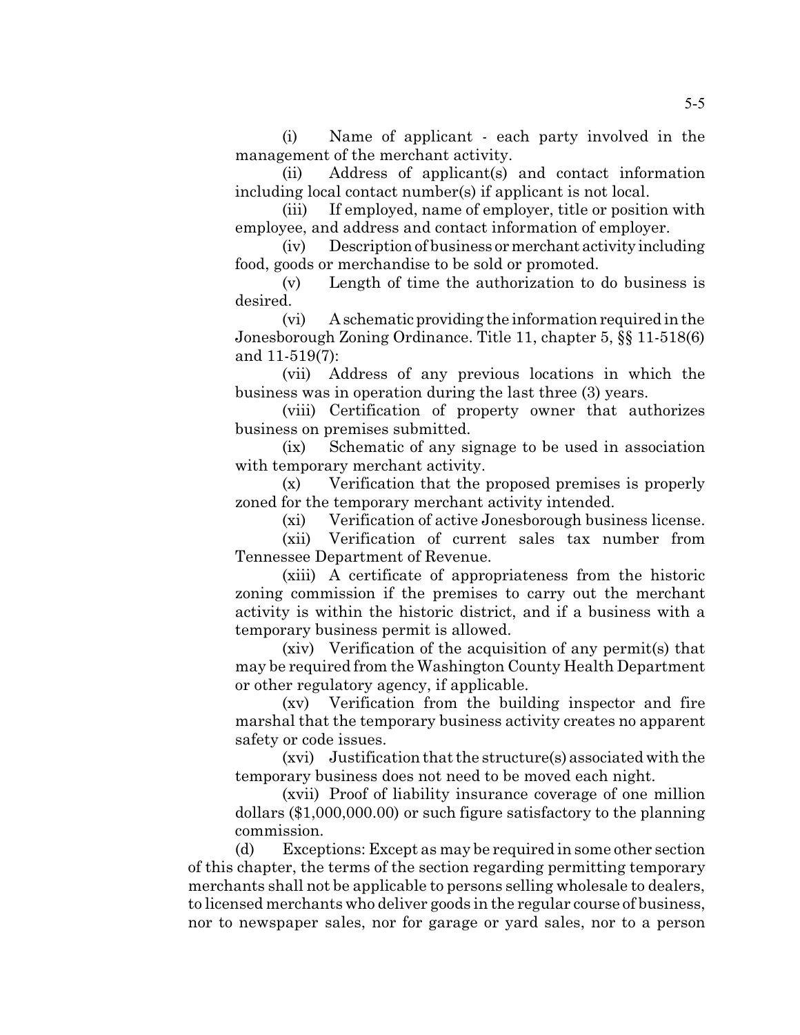(i) Name of applicant - each party involved in the management of the merchant activity.

(ii) Address of applicant(s) and contact information including local contact number(s) if applicant is not local.

(iii) If employed, name of employer, title or position with employee, and address and contact information of employer.

(iv) Description of business or merchant activity including food, goods or merchandise to be sold or promoted.

(v) Length of time the authorization to do business is desired.

(vi) A schematic providing the information required in the Jonesborough Zoning Ordinance. Title 11, chapter 5, §§ 11-518(6) and 11-519(7):

(vii) Address of any previous locations in which the business was in operation during the last three (3) years.

(viii) Certification of property owner that authorizes business on premises submitted.

(ix) Schematic of any signage to be used in association with temporary merchant activity.

(x) Verification that the proposed premises is properly zoned for the temporary merchant activity intended.

(xi) Verification of active Jonesborough business license.

(xii) Verification of current sales tax number from Tennessee Department of Revenue.

(xiii) A certificate of appropriateness from the historic zoning commission if the premises to carry out the merchant activity is within the historic district, and if a business with a temporary business permit is allowed.

(xiv) Verification of the acquisition of any permit(s) that may be required from the Washington County Health Department or other regulatory agency, if applicable.

(xv) Verification from the building inspector and fire marshal that the temporary business activity creates no apparent safety or code issues.

(xvi) Justification that the structure(s) associated with the temporary business does not need to be moved each night.

(xvii) Proof of liability insurance coverage of one million dollars ($1,000,000.00) or such figure satisfactory to the planning commission.

(d) Exceptions: Except as may be required in some other section of this chapter, the terms of the section regarding permitting temporary merchants shall not be applicable to persons selling wholesale to dealers, to licensed merchants who deliver goods in the regular course of business, nor to newspaper sales, nor for garage or yard sales, nor to a person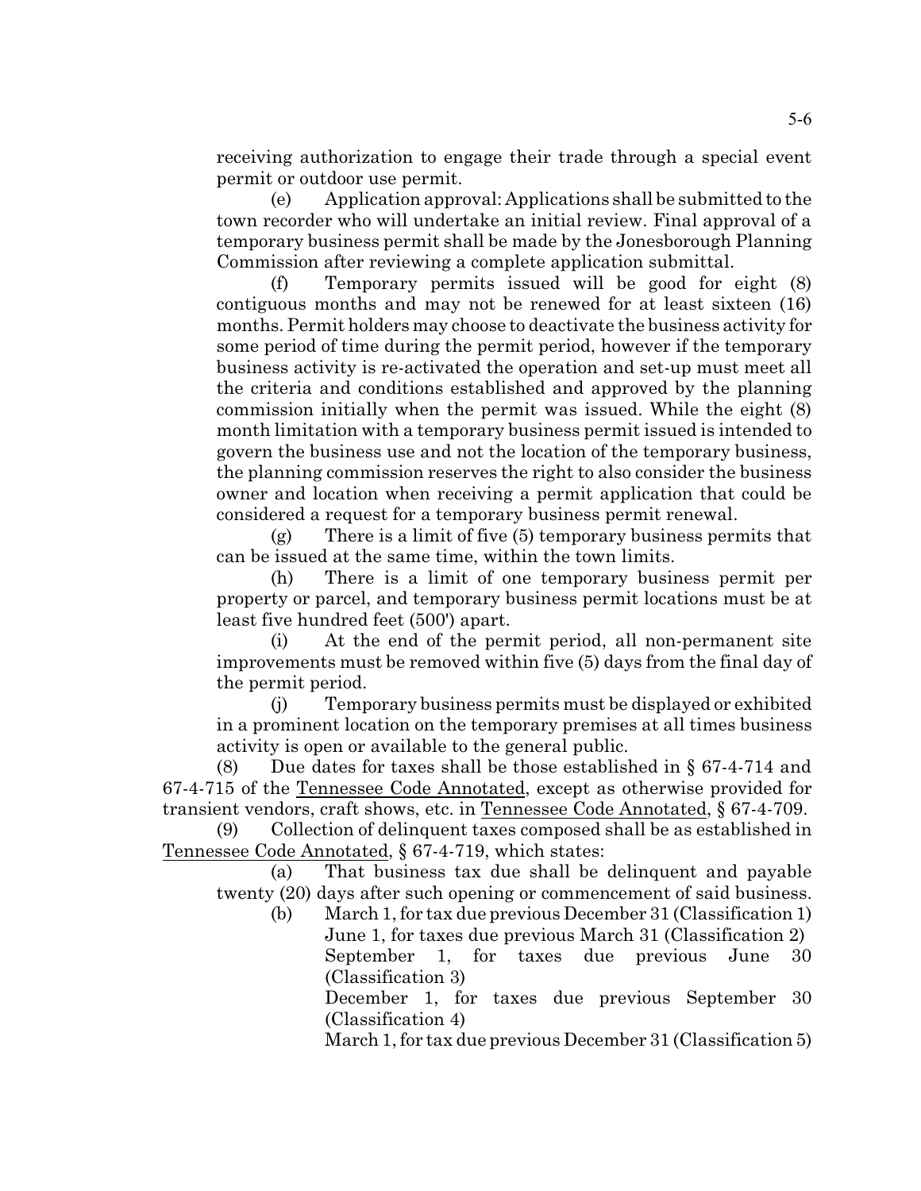receiving authorization to engage their trade through a special event permit or outdoor use permit.

(e) Application approval: Applications shall be submitted to the town recorder who will undertake an initial review. Final approval of a temporary business permit shall be made by the Jonesborough Planning Commission after reviewing a complete application submittal.

(f) Temporary permits issued will be good for eight (8) contiguous months and may not be renewed for at least sixteen (16) months. Permit holders may choose to deactivate the business activity for some period of time during the permit period, however if the temporary business activity is re-activated the operation and set-up must meet all the criteria and conditions established and approved by the planning commission initially when the permit was issued. While the eight (8) month limitation with a temporary business permit issued is intended to govern the business use and not the location of the temporary business, the planning commission reserves the right to also consider the business owner and location when receiving a permit application that could be considered a request for a temporary business permit renewal.

(g) There is a limit of five (5) temporary business permits that can be issued at the same time, within the town limits.

(h) There is a limit of one temporary business permit per property or parcel, and temporary business permit locations must be at least five hundred feet (500') apart.

(i) At the end of the permit period, all non-permanent site improvements must be removed within five (5) days from the final day of the permit period.

(j) Temporary business permits must be displayed or exhibited in a prominent location on the temporary premises at all times business activity is open or available to the general public.

(8) Due dates for taxes shall be those established in § 67-4-714 and 67-4-715 of the Tennessee Code Annotated, except as otherwise provided for transient vendors, craft shows, etc. in Tennessee Code Annotated, § 67-4-709.

(9) Collection of delinquent taxes composed shall be as established in Tennessee Code Annotated, § 67-4-719, which states:

(a) That business tax due shall be delinquent and payable twenty (20) days after such opening or commencement of said business.

(b) March 1, for tax due previous December 31 (Classification 1)
June 1, for taxes due previous March 31 (Classification 2)
September 1, for taxes due previous June 30 (Classification 3)
December 1, for taxes due previous September 30 (Classification 4)
March 1, for tax due previous December 31 (Classification 5)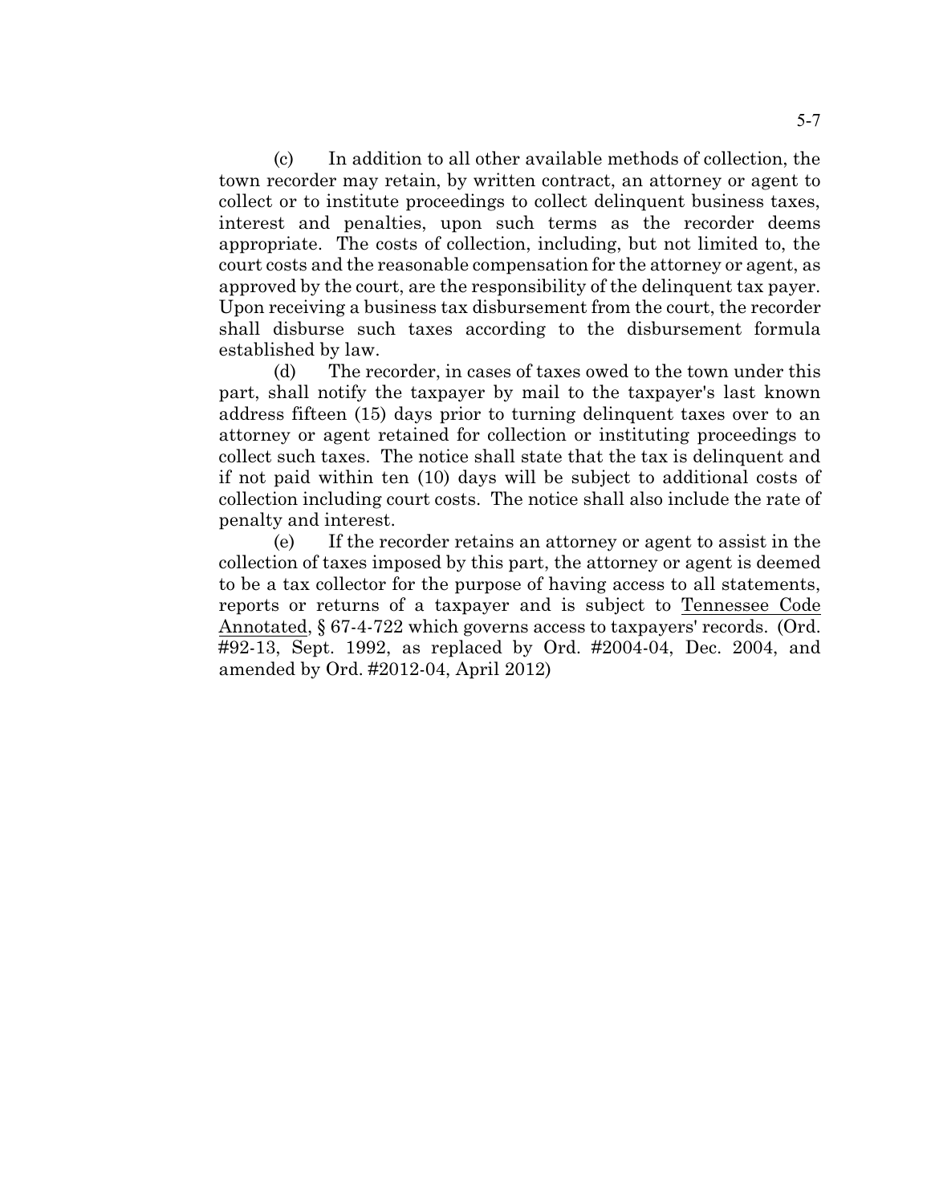(c) In addition to all other available methods of collection, the town recorder may retain, by written contract, an attorney or agent to collect or to institute proceedings to collect delinquent business taxes, interest and penalties, upon such terms as the recorder deems appropriate. The costs of collection, including, but not limited to, the court costs and the reasonable compensation for the attorney or agent, as approved by the court, are the responsibility of the delinquent tax payer. Upon receiving a business tax disbursement from the court, the recorder shall disburse such taxes according to the disbursement formula established by law.

(d) The recorder, in cases of taxes owed to the town under this part, shall notify the taxpayer by mail to the taxpayer's last known address fifteen (15) days prior to turning delinquent taxes over to an attorney or agent retained for collection or instituting proceedings to collect such taxes. The notice shall state that the tax is delinquent and if not paid within ten (10) days will be subject to additional costs of collection including court costs. The notice shall also include the rate of penalty and interest.

(e) If the recorder retains an attorney or agent to assist in the collection of taxes imposed by this part, the attorney or agent is deemed to be a tax collector for the purpose of having access to all statements, reports or returns of a taxpayer and is subject to Tennessee Code Annotated, § 67-4-722 which governs access to taxpayers' records. (Ord. #92-13, Sept. 1992, as replaced by Ord. #2004-04, Dec. 2004, and amended by Ord. #2012-04, April 2012)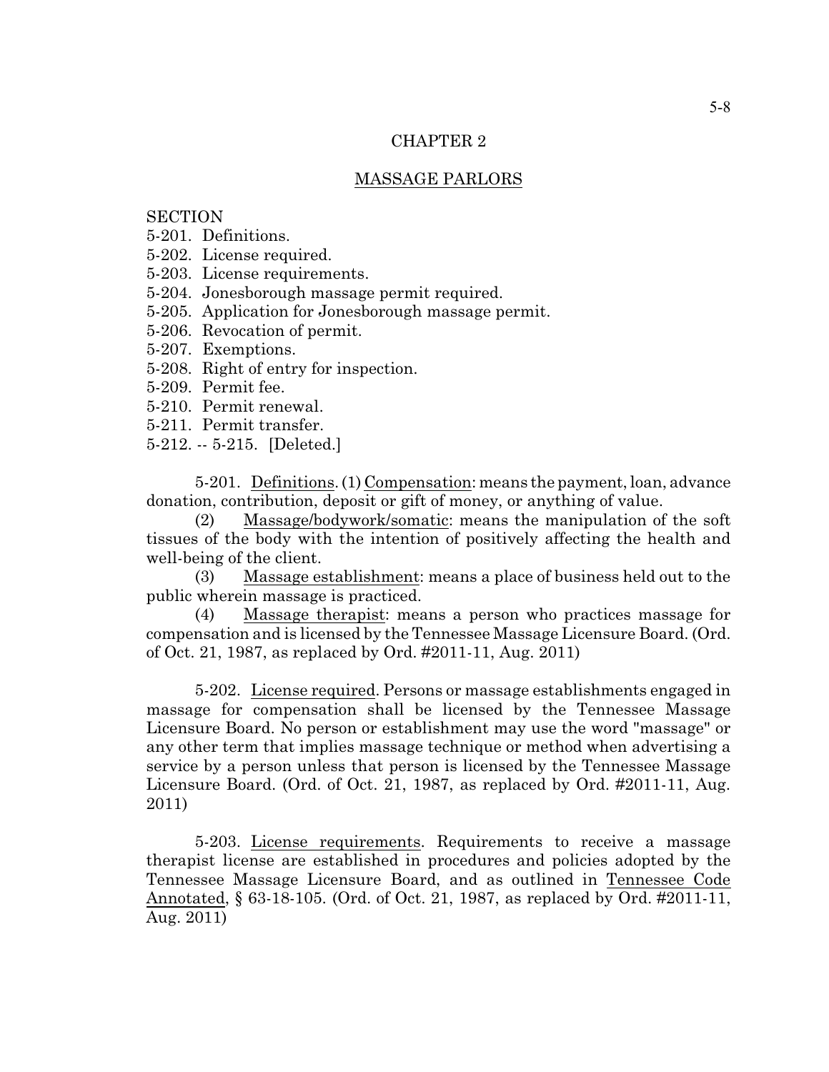# CHAPTER 2

## MASSAGE PARLORS

SECTION
5-201. Definitions.
5-202. License required.
5-203. License requirements.
5-204. Jonesborough massage permit required.
5-205. Application for Jonesborough massage permit.
5-206. Revocation of permit.
5-207. Exemptions.
5-208. Right of entry for inspection.
5-209. Permit fee.
5-210. Permit renewal.
5-211. Permit transfer.
5-212. -- 5-215. [Deleted.]

5-201. Definitions. (1) Compensation: means the payment, loan, advance donation, contribution, deposit or gift of money, or anything of value.

(2) Massage/bodywork/somatic: means the manipulation of the soft tissues of the body with the intention of positively affecting the health and well-being of the client.

(3) Massage establishment: means a place of business held out to the public wherein massage is practiced.

(4) Massage therapist: means a person who practices massage for compensation and is licensed by the Tennessee Massage Licensure Board. (Ord. of Oct. 21, 1987, as replaced by Ord. #2011-11, Aug. 2011)

5-202. License required. Persons or massage establishments engaged in massage for compensation shall be licensed by the Tennessee Massage Licensure Board. No person or establishment may use the word "massage" or any other term that implies massage technique or method when advertising a service by a person unless that person is licensed by the Tennessee Massage Licensure Board. (Ord. of Oct. 21, 1987, as replaced by Ord. #2011-11, Aug. 2011)

5-203. License requirements. Requirements to receive a massage therapist license are established in procedures and policies adopted by the Tennessee Massage Licensure Board, and as outlined in Tennessee Code Annotated, § 63-18-105. (Ord. of Oct. 21, 1987, as replaced by Ord. #2011-11, Aug. 2011)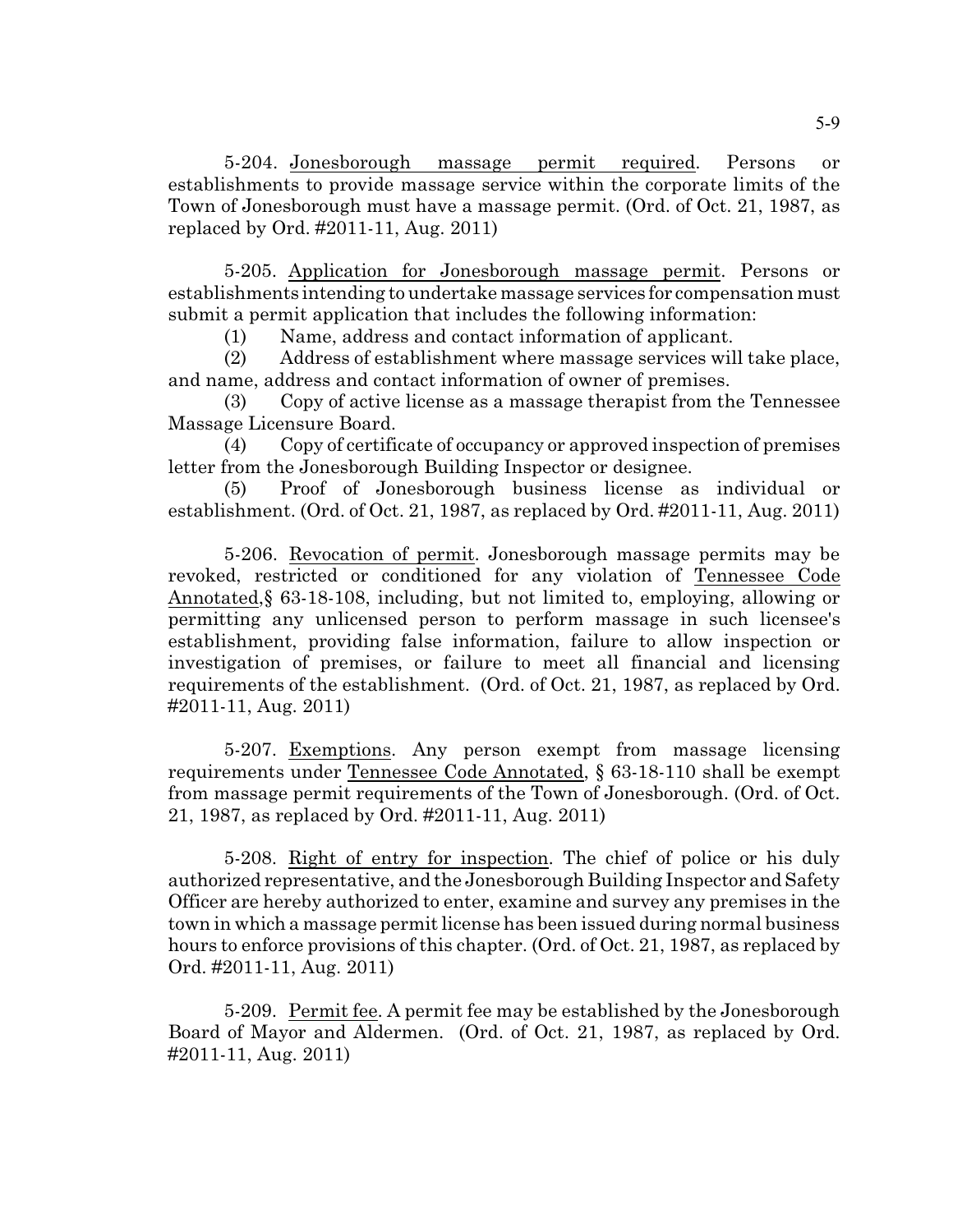5-204. Jonesborough massage permit required. Persons or establishments to provide massage service within the corporate limits of the Town of Jonesborough must have a massage permit. (Ord. of Oct. 21, 1987, as replaced by Ord. #2011-11, Aug. 2011)

5-205. Application for Jonesborough massage permit. Persons or establishments intending to undertake massage services for compensation must submit a permit application that includes the following information:

(1) Name, address and contact information of applicant.

(2) Address of establishment where massage services will take place, and name, address and contact information of owner of premises.

(3) Copy of active license as a massage therapist from the Tennessee Massage Licensure Board.

(4) Copy of certificate of occupancy or approved inspection of premises letter from the Jonesborough Building Inspector or designee.

(5) Proof of Jonesborough business license as individual or establishment. (Ord. of Oct. 21, 1987, as replaced by Ord. #2011-11, Aug. 2011)

5-206. Revocation of permit. Jonesborough massage permits may be revoked, restricted or conditioned for any violation of Tennessee Code Annotated,§ 63-18-108, including, but not limited to, employing, allowing or permitting any unlicensed person to perform massage in such licensee's establishment, providing false information, failure to allow inspection or investigation of premises, or failure to meet all financial and licensing requirements of the establishment. (Ord. of Oct. 21, 1987, as replaced by Ord. #2011-11, Aug. 2011)

5-207. Exemptions. Any person exempt from massage licensing requirements under Tennessee Code Annotated, § 63-18-110 shall be exempt from massage permit requirements of the Town of Jonesborough. (Ord. of Oct. 21, 1987, as replaced by Ord. #2011-11, Aug. 2011)

5-208. Right of entry for inspection. The chief of police or his duly authorized representative, and the Jonesborough Building Inspector and Safety Officer are hereby authorized to enter, examine and survey any premises in the town in which a massage permit license has been issued during normal business hours to enforce provisions of this chapter. (Ord. of Oct. 21, 1987, as replaced by Ord. #2011-11, Aug. 2011)

5-209. Permit fee. A permit fee may be established by the Jonesborough Board of Mayor and Aldermen. (Ord. of Oct. 21, 1987, as replaced by Ord. #2011-11, Aug. 2011)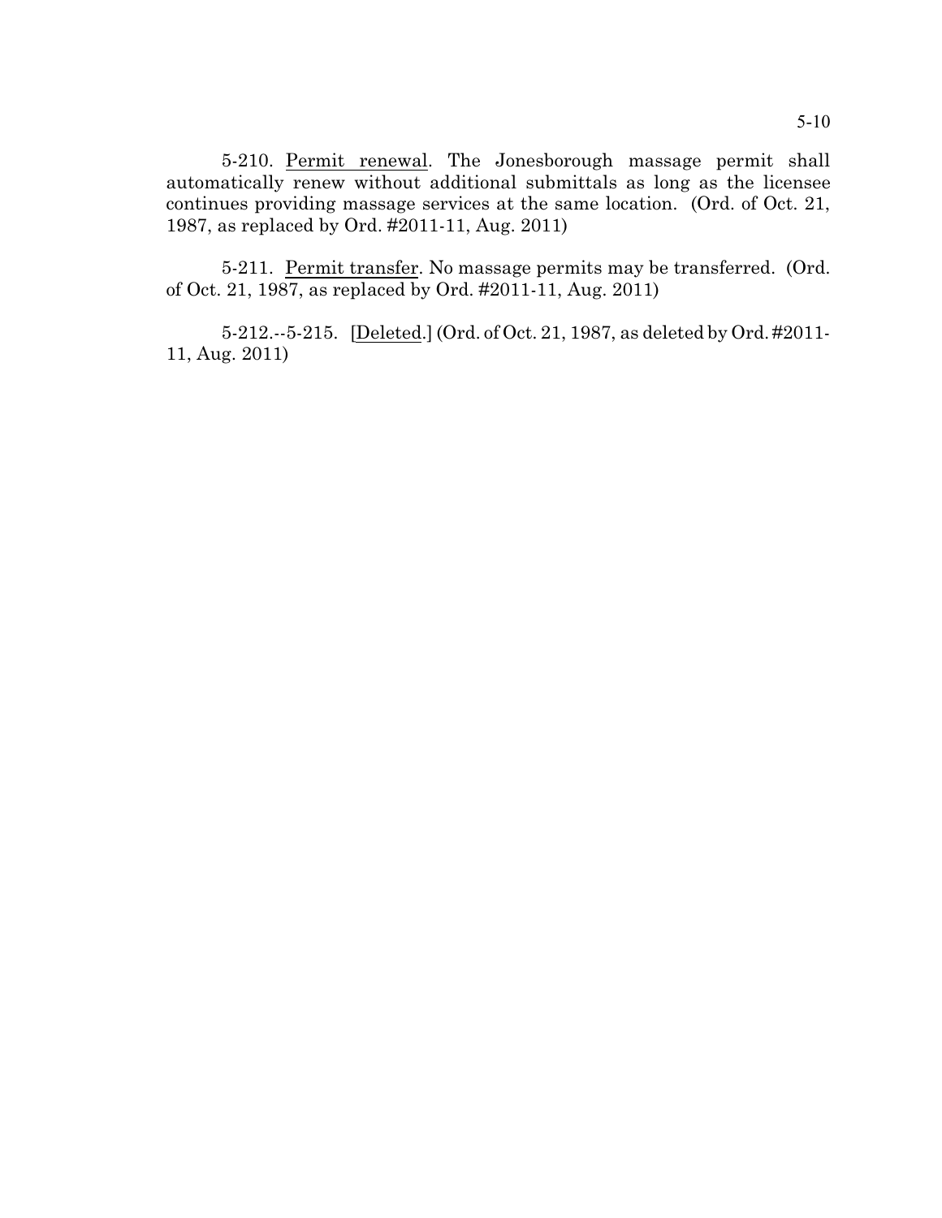5-210. Permit renewal. The Jonesborough massage permit shall automatically renew without additional submittals as long as the licensee continues providing massage services at the same location. (Ord. of Oct. 21, 1987, as replaced by Ord. #2011-11, Aug. 2011)

5-211. Permit transfer. No massage permits may be transferred. (Ord. of Oct. 21, 1987, as replaced by Ord. #2011-11, Aug. 2011)

5-212.--5-215. [Deleted.] (Ord. of Oct. 21, 1987, as deleted by Ord. #2011-11, Aug. 2011)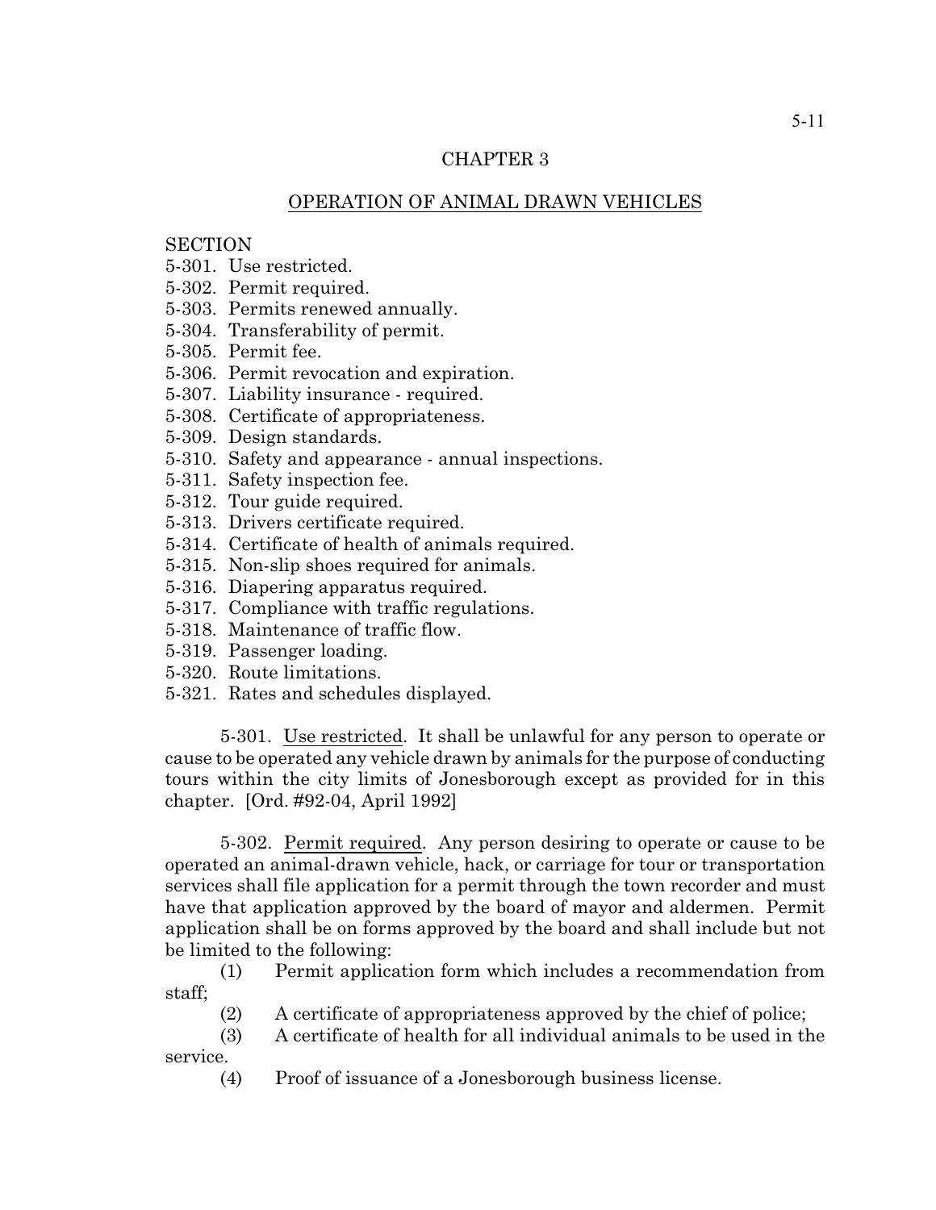# CHAPTER 3

## OPERATION OF ANIMAL DRAWN VEHICLES

SECTION
5-301. Use restricted.
5-302. Permit required.
5-303. Permits renewed annually.
5-304. Transferability of permit.
5-305. Permit fee.
5-306. Permit revocation and expiration.
5-307. Liability insurance - required.
5-308. Certificate of appropriateness.
5-309. Design standards.
5-310. Safety and appearance - annual inspections.
5-311. Safety inspection fee.
5-312. Tour guide required.
5-313. Drivers certificate required.
5-314. Certificate of health of animals required.
5-315. Non-slip shoes required for animals.
5-316. Diapering apparatus required.
5-317. Compliance with traffic regulations.
5-318. Maintenance of traffic flow.
5-319. Passenger loading.
5-320. Route limitations.
5-321. Rates and schedules displayed.

5-301. Use restricted. It shall be unlawful for any person to operate or cause to be operated any vehicle drawn by animals for the purpose of conducting tours within the city limits of Jonesborough except as provided for in this chapter. [Ord. #92-04, April 1992]

5-302. Permit required. Any person desiring to operate or cause to be operated an animal-drawn vehicle, hack, or carriage for tour or transportation services shall file application for a permit through the town recorder and must have that application approved by the board of mayor and aldermen. Permit application shall be on forms approved by the board and shall include but not be limited to the following:

(1) Permit application form which includes a recommendation from staff;

(2) A certificate of appropriateness approved by the chief of police;

(3) A certificate of health for all individual animals to be used in the service.

(4) Proof of issuance of a Jonesborough business license.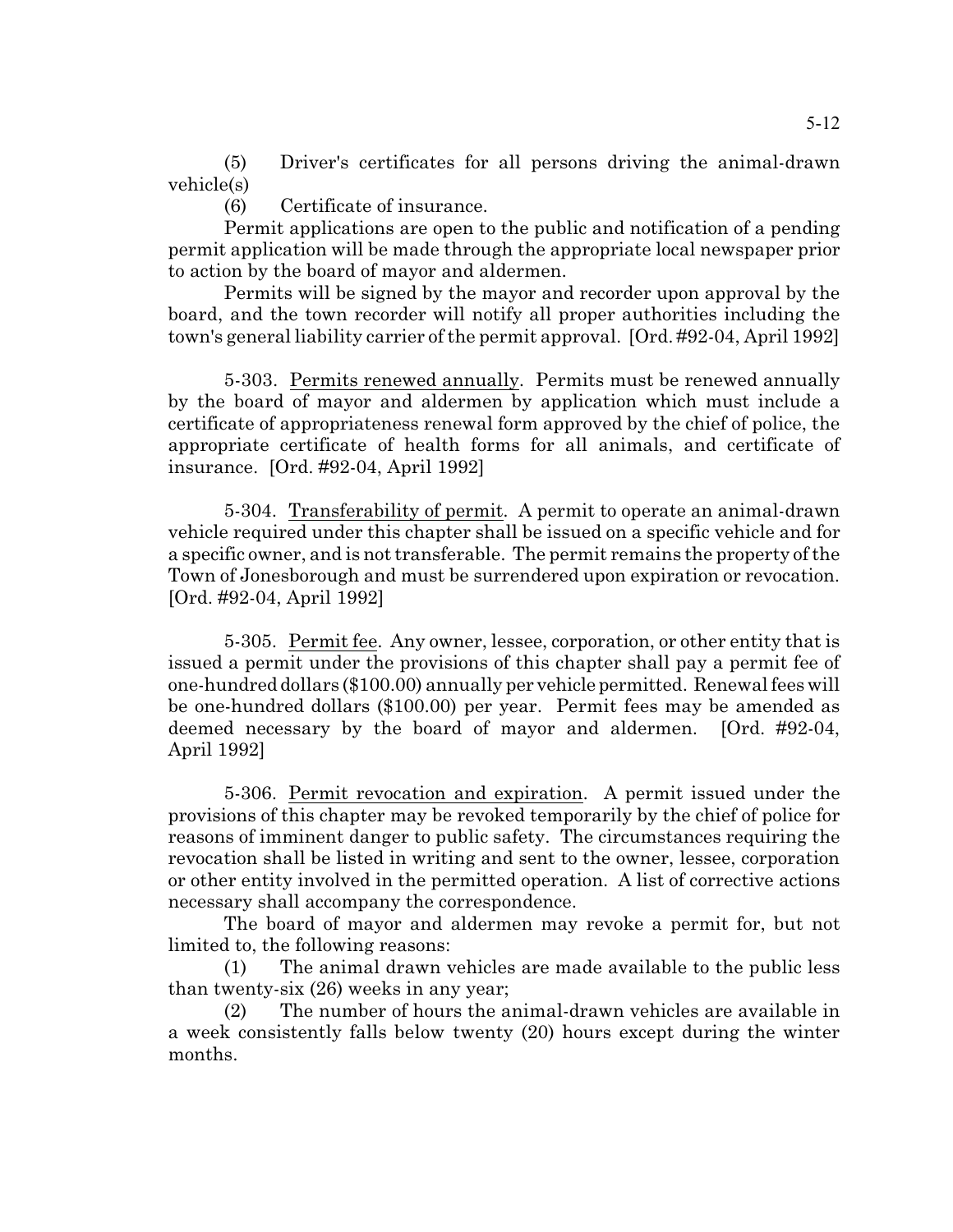(5) Driver's certificates for all persons driving the animal-drawn vehicle(s)

(6) Certificate of insurance.

Permit applications are open to the public and notification of a pending permit application will be made through the appropriate local newspaper prior to action by the board of mayor and aldermen.

Permits will be signed by the mayor and recorder upon approval by the board, and the town recorder will notify all proper authorities including the town's general liability carrier of the permit approval. [Ord. #92-04, April 1992]

5-303. Permits renewed annually. Permits must be renewed annually by the board of mayor and aldermen by application which must include a certificate of appropriateness renewal form approved by the chief of police, the appropriate certificate of health forms for all animals, and certificate of insurance. [Ord. #92-04, April 1992]

5-304. Transferability of permit. A permit to operate an animal-drawn vehicle required under this chapter shall be issued on a specific vehicle and for a specific owner, and is not transferable. The permit remains the property of the Town of Jonesborough and must be surrendered upon expiration or revocation. [Ord. #92-04, April 1992]

5-305. Permit fee. Any owner, lessee, corporation, or other entity that is issued a permit under the provisions of this chapter shall pay a permit fee of one-hundred dollars ($100.00) annually per vehicle permitted. Renewal fees will be one-hundred dollars ($100.00) per year. Permit fees may be amended as deemed necessary by the board of mayor and aldermen. [Ord. #92-04, April 1992]

5-306. Permit revocation and expiration. A permit issued under the provisions of this chapter may be revoked temporarily by the chief of police for reasons of imminent danger to public safety. The circumstances requiring the revocation shall be listed in writing and sent to the owner, lessee, corporation or other entity involved in the permitted operation. A list of corrective actions necessary shall accompany the correspondence.

The board of mayor and aldermen may revoke a permit for, but not limited to, the following reasons:

(1) The animal drawn vehicles are made available to the public less than twenty-six (26) weeks in any year;

(2) The number of hours the animal-drawn vehicles are available in a week consistently falls below twenty (20) hours except during the winter months.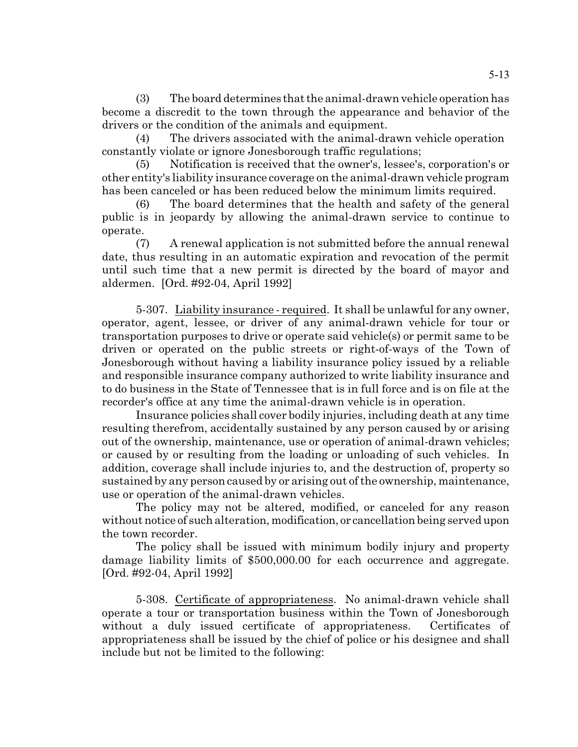(3) The board determines that the animal-drawn vehicle operation has become a discredit to the town through the appearance and behavior of the drivers or the condition of the animals and equipment.

(4) The drivers associated with the animal-drawn vehicle operation constantly violate or ignore Jonesborough traffic regulations;

(5) Notification is received that the owner's, lessee's, corporation's or other entity's liability insurance coverage on the animal-drawn vehicle program has been canceled or has been reduced below the minimum limits required.

(6) The board determines that the health and safety of the general public is in jeopardy by allowing the animal-drawn service to continue to operate.

(7) A renewal application is not submitted before the annual renewal date, thus resulting in an automatic expiration and revocation of the permit until such time that a new permit is directed by the board of mayor and aldermen. [Ord. #92-04, April 1992]

5-307. Liability insurance - required. It shall be unlawful for any owner, operator, agent, lessee, or driver of any animal-drawn vehicle for tour or transportation purposes to drive or operate said vehicle(s) or permit same to be driven or operated on the public streets or right-of-ways of the Town of Jonesborough without having a liability insurance policy issued by a reliable and responsible insurance company authorized to write liability insurance and to do business in the State of Tennessee that is in full force and is on file at the recorder's office at any time the animal-drawn vehicle is in operation.

Insurance policies shall cover bodily injuries, including death at any time resulting therefrom, accidentally sustained by any person caused by or arising out of the ownership, maintenance, use or operation of animal-drawn vehicles; or caused by or resulting from the loading or unloading of such vehicles. In addition, coverage shall include injuries to, and the destruction of, property so sustained by any person caused by or arising out of the ownership, maintenance, use or operation of the animal-drawn vehicles.

The policy may not be altered, modified, or canceled for any reason without notice of such alteration, modification, or cancellation being served upon the town recorder.

The policy shall be issued with minimum bodily injury and property damage liability limits of $500,000.00 for each occurrence and aggregate. [Ord. #92-04, April 1992]

5-308. Certificate of appropriateness. No animal-drawn vehicle shall operate a tour or transportation business within the Town of Jonesborough without a duly issued certificate of appropriateness. Certificates of appropriateness shall be issued by the chief of police or his designee and shall include but not be limited to the following: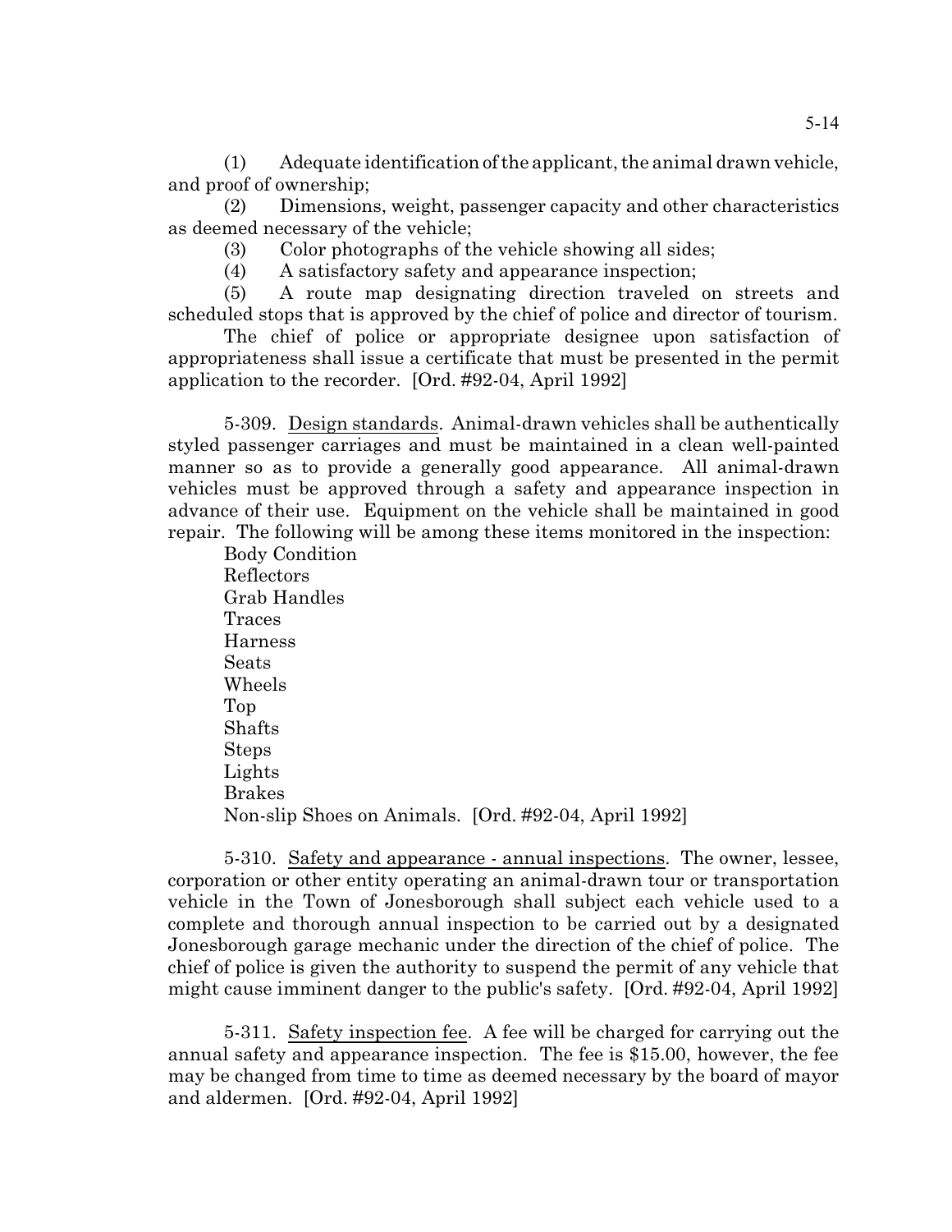(1) Adequate identification of the applicant, the animal drawn vehicle, and proof of ownership;

(2) Dimensions, weight, passenger capacity and other characteristics as deemed necessary of the vehicle;

(3) Color photographs of the vehicle showing all sides;

(4) A satisfactory safety and appearance inspection;

(5) A route map designating direction traveled on streets and scheduled stops that is approved by the chief of police and director of tourism.

The chief of police or appropriate designee upon satisfaction of appropriateness shall issue a certificate that must be presented in the permit application to the recorder. [Ord. #92-04, April 1992]

5-309. Design standards. Animal-drawn vehicles shall be authentically styled passenger carriages and must be maintained in a clean well-painted manner so as to provide a generally good appearance. All animal-drawn vehicles must be approved through a safety and appearance inspection in advance of their use. Equipment on the vehicle shall be maintained in good repair. The following will be among these items monitored in the inspection:

Body Condition
Reflectors
Grab Handles
Traces
Harness
Seats
Wheels
Top
Shafts
Steps
Lights
Brakes
Non-slip Shoes on Animals. [Ord. #92-04, April 1992]

5-310. Safety and appearance - annual inspections. The owner, lessee, corporation or other entity operating an animal-drawn tour or transportation vehicle in the Town of Jonesborough shall subject each vehicle used to a complete and thorough annual inspection to be carried out by a designated Jonesborough garage mechanic under the direction of the chief of police. The chief of police is given the authority to suspend the permit of any vehicle that might cause imminent danger to the public's safety. [Ord. #92-04, April 1992]

5-311. Safety inspection fee. A fee will be charged for carrying out the annual safety and appearance inspection. The fee is $15.00, however, the fee may be changed from time to time as deemed necessary by the board of mayor and aldermen. [Ord. #92-04, April 1992]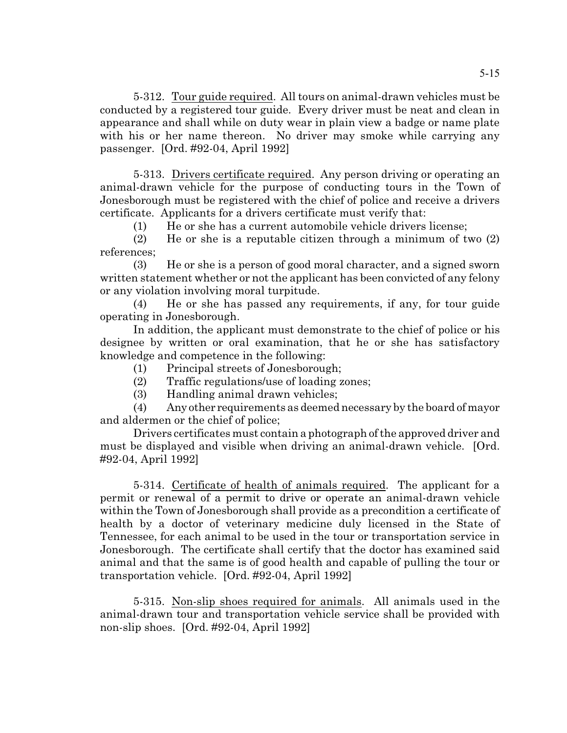5-312. Tour guide required. All tours on animal-drawn vehicles must be conducted by a registered tour guide. Every driver must be neat and clean in appearance and shall while on duty wear in plain view a badge or name plate with his or her name thereon. No driver may smoke while carrying any passenger. [Ord. #92-04, April 1992]

5-313. Drivers certificate required. Any person driving or operating an animal-drawn vehicle for the purpose of conducting tours in the Town of Jonesborough must be registered with the chief of police and receive a drivers certificate. Applicants for a drivers certificate must verify that:

(1) He or she has a current automobile vehicle drivers license;

(2) He or she is a reputable citizen through a minimum of two (2) references;

(3) He or she is a person of good moral character, and a signed sworn written statement whether or not the applicant has been convicted of any felony or any violation involving moral turpitude.

(4) He or she has passed any requirements, if any, for tour guide operating in Jonesborough.

In addition, the applicant must demonstrate to the chief of police or his designee by written or oral examination, that he or she has satisfactory knowledge and competence in the following:

(1) Principal streets of Jonesborough;

(2) Traffic regulations/use of loading zones;

(3) Handling animal drawn vehicles;

(4) Any other requirements as deemed necessary by the board of mayor and aldermen or the chief of police;

Drivers certificates must contain a photograph of the approved driver and must be displayed and visible when driving an animal-drawn vehicle. [Ord. #92-04, April 1992]

5-314. Certificate of health of animals required. The applicant for a permit or renewal of a permit to drive or operate an animal-drawn vehicle within the Town of Jonesborough shall provide as a precondition a certificate of health by a doctor of veterinary medicine duly licensed in the State of Tennessee, for each animal to be used in the tour or transportation service in Jonesborough. The certificate shall certify that the doctor has examined said animal and that the same is of good health and capable of pulling the tour or transportation vehicle. [Ord. #92-04, April 1992]

5-315. Non-slip shoes required for animals. All animals used in the animal-drawn tour and transportation vehicle service shall be provided with non-slip shoes. [Ord. #92-04, April 1992]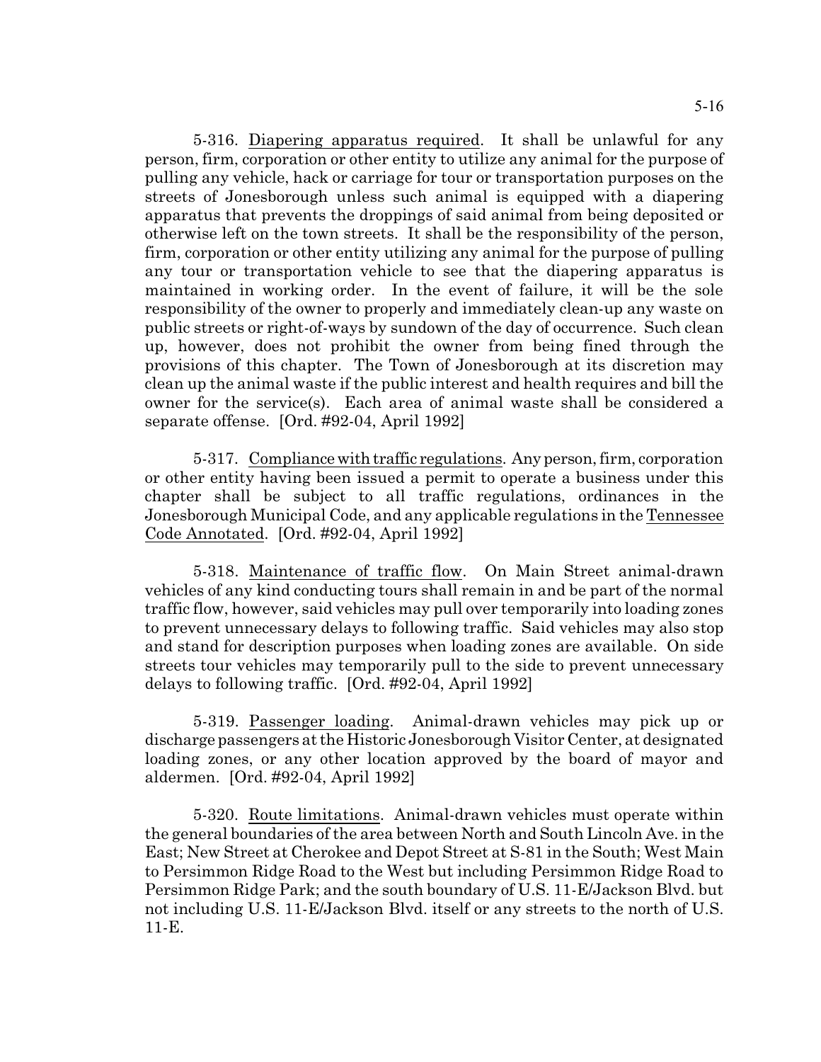5-316. Diapering apparatus required. It shall be unlawful for any person, firm, corporation or other entity to utilize any animal for the purpose of pulling any vehicle, hack or carriage for tour or transportation purposes on the streets of Jonesborough unless such animal is equipped with a diapering apparatus that prevents the droppings of said animal from being deposited or otherwise left on the town streets. It shall be the responsibility of the person, firm, corporation or other entity utilizing any animal for the purpose of pulling any tour or transportation vehicle to see that the diapering apparatus is maintained in working order. In the event of failure, it will be the sole responsibility of the owner to properly and immediately clean-up any waste on public streets or right-of-ways by sundown of the day of occurrence. Such clean up, however, does not prohibit the owner from being fined through the provisions of this chapter. The Town of Jonesborough at its discretion may clean up the animal waste if the public interest and health requires and bill the owner for the service(s). Each area of animal waste shall be considered a separate offense. [Ord. #92-04, April 1992]

5-317. Compliance with traffic regulations. Any person, firm, corporation or other entity having been issued a permit to operate a business under this chapter shall be subject to all traffic regulations, ordinances in the Jonesborough Municipal Code, and any applicable regulations in the Tennessee Code Annotated. [Ord. #92-04, April 1992]

5-318. Maintenance of traffic flow. On Main Street animal-drawn vehicles of any kind conducting tours shall remain in and be part of the normal traffic flow, however, said vehicles may pull over temporarily into loading zones to prevent unnecessary delays to following traffic. Said vehicles may also stop and stand for description purposes when loading zones are available. On side streets tour vehicles may temporarily pull to the side to prevent unnecessary delays to following traffic. [Ord. #92-04, April 1992]

5-319. Passenger loading. Animal-drawn vehicles may pick up or discharge passengers at the Historic Jonesborough Visitor Center, at designated loading zones, or any other location approved by the board of mayor and aldermen. [Ord. #92-04, April 1992]

5-320. Route limitations. Animal-drawn vehicles must operate within the general boundaries of the area between North and South Lincoln Ave. in the East; New Street at Cherokee and Depot Street at S-81 in the South; West Main to Persimmon Ridge Road to the West but including Persimmon Ridge Road to Persimmon Ridge Park; and the south boundary of U.S. 11-E/Jackson Blvd. but not including U.S. 11-E/Jackson Blvd. itself or any streets to the north of U.S. 11-E.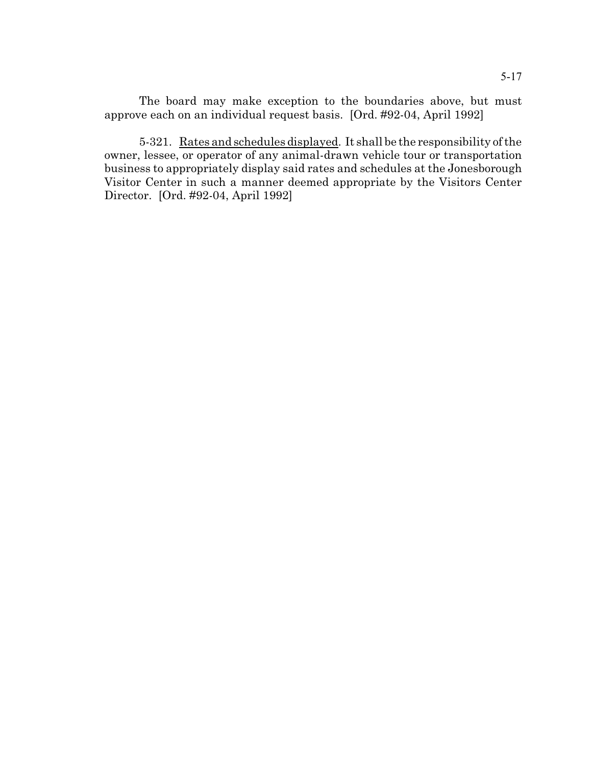The board may make exception to the boundaries above, but must approve each on an individual request basis. [Ord. #92-04, April 1992]

5-321. Rates and schedules displayed. It shall be the responsibility of the owner, lessee, or operator of any animal-drawn vehicle tour or transportation business to appropriately display said rates and schedules at the Jonesborough Visitor Center in such a manner deemed appropriate by the Visitors Center Director. [Ord. #92-04, April 1992]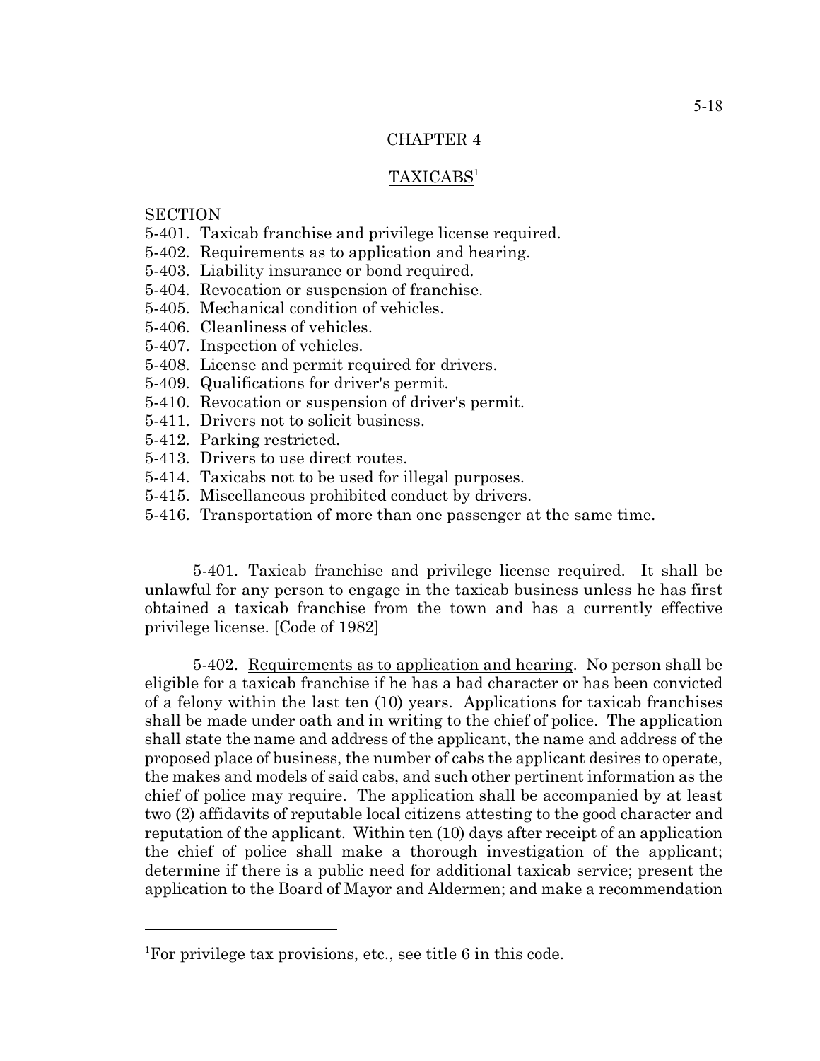# CHAPTER 4

## TAXICABS[1]

SECTION
5-401. Taxicab franchise and privilege license required.
5-402. Requirements as to application and hearing.
5-403. Liability insurance or bond required.
5-404. Revocation or suspension of franchise.
5-405. Mechanical condition of vehicles.
5-406. Cleanliness of vehicles.
5-407. Inspection of vehicles.
5-408. License and permit required for drivers.
5-409. Qualifications for driver's permit.
5-410. Revocation or suspension of driver's permit.
5-411. Drivers not to solicit business.
5-412. Parking restricted.
5-413. Drivers to use direct routes.
5-414. Taxicabs not to be used for illegal purposes.
5-415. Miscellaneous prohibited conduct by drivers.
5-416. Transportation of more than one passenger at the same time.

5-401. Taxicab franchise and privilege license required. It shall be unlawful for any person to engage in the taxicab business unless he has first obtained a taxicab franchise from the town and has a currently effective privilege license. [Code of 1982]

5-402. Requirements as to application and hearing. No person shall be eligible for a taxicab franchise if he has a bad character or has been convicted of a felony within the last ten (10) years. Applications for taxicab franchises shall be made under oath and in writing to the chief of police. The application shall state the name and address of the applicant, the name and address of the proposed place of business, the number of cabs the applicant desires to operate, the makes and models of said cabs, and such other pertinent information as the chief of police may require. The application shall be accompanied by at least two (2) affidavits of reputable local citizens attesting to the good character and reputation of the applicant. Within ten (10) days after receipt of an application the chief of police shall make a thorough investigation of the applicant; determine if there is a public need for additional taxicab service; present the application to the Board of Mayor and Aldermen; and make a recommendation

[1]For privilege tax provisions, etc., see title 6 in this code.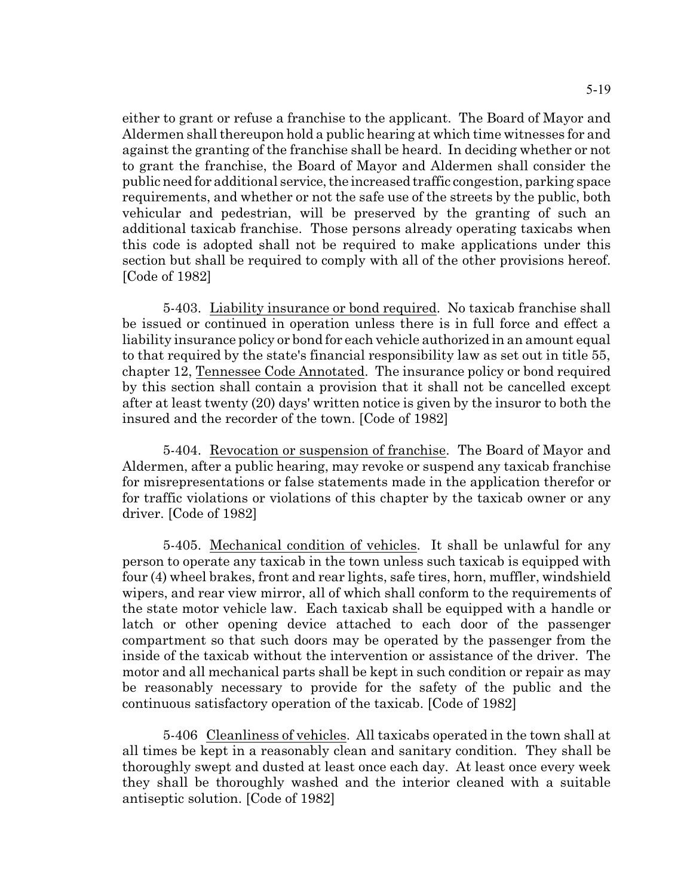either to grant or refuse a franchise to the applicant. The Board of Mayor and Aldermen shall thereupon hold a public hearing at which time witnesses for and against the granting of the franchise shall be heard. In deciding whether or not to grant the franchise, the Board of Mayor and Aldermen shall consider the public need for additional service, the increased traffic congestion, parking space requirements, and whether or not the safe use of the streets by the public, both vehicular and pedestrian, will be preserved by the granting of such an additional taxicab franchise. Those persons already operating taxicabs when this code is adopted shall not be required to make applications under this section but shall be required to comply with all of the other provisions hereof. [Code of 1982]

5-403. Liability insurance or bond required. No taxicab franchise shall be issued or continued in operation unless there is in full force and effect a liability insurance policy or bond for each vehicle authorized in an amount equal to that required by the state's financial responsibility law as set out in title 55, chapter 12, Tennessee Code Annotated. The insurance policy or bond required by this section shall contain a provision that it shall not be cancelled except after at least twenty (20) days' written notice is given by the insuror to both the insured and the recorder of the town. [Code of 1982]

5-404. Revocation or suspension of franchise. The Board of Mayor and Aldermen, after a public hearing, may revoke or suspend any taxicab franchise for misrepresentations or false statements made in the application therefor or for traffic violations or violations of this chapter by the taxicab owner or any driver. [Code of 1982]

5-405. Mechanical condition of vehicles. It shall be unlawful for any person to operate any taxicab in the town unless such taxicab is equipped with four (4) wheel brakes, front and rear lights, safe tires, horn, muffler, windshield wipers, and rear view mirror, all of which shall conform to the requirements of the state motor vehicle law. Each taxicab shall be equipped with a handle or latch or other opening device attached to each door of the passenger compartment so that such doors may be operated by the passenger from the inside of the taxicab without the intervention or assistance of the driver. The motor and all mechanical parts shall be kept in such condition or repair as may be reasonably necessary to provide for the safety of the public and the continuous satisfactory operation of the taxicab. [Code of 1982]

5-406 Cleanliness of vehicles. All taxicabs operated in the town shall at all times be kept in a reasonably clean and sanitary condition. They shall be thoroughly swept and dusted at least once each day. At least once every week they shall be thoroughly washed and the interior cleaned with a suitable antiseptic solution. [Code of 1982]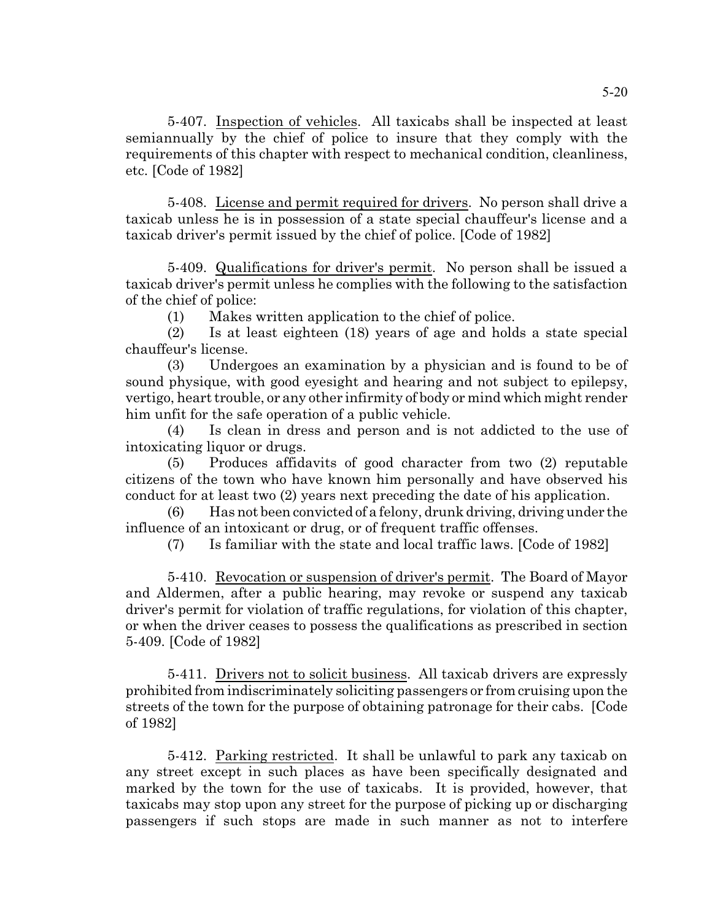5-407. Inspection of vehicles. All taxicabs shall be inspected at least semiannually by the chief of police to insure that they comply with the requirements of this chapter with respect to mechanical condition, cleanliness, etc. [Code of 1982]

5-408. License and permit required for drivers. No person shall drive a taxicab unless he is in possession of a state special chauffeur's license and a taxicab driver's permit issued by the chief of police. [Code of 1982]

5-409. Qualifications for driver's permit. No person shall be issued a taxicab driver's permit unless he complies with the following to the satisfaction of the chief of police:

(1) Makes written application to the chief of police.

(2) Is at least eighteen (18) years of age and holds a state special chauffeur's license.

(3) Undergoes an examination by a physician and is found to be of sound physique, with good eyesight and hearing and not subject to epilepsy, vertigo, heart trouble, or any other infirmity of body or mind which might render him unfit for the safe operation of a public vehicle.

(4) Is clean in dress and person and is not addicted to the use of intoxicating liquor or drugs.

(5) Produces affidavits of good character from two (2) reputable citizens of the town who have known him personally and have observed his conduct for at least two (2) years next preceding the date of his application.

(6) Has not been convicted of a felony, drunk driving, driving under the influence of an intoxicant or drug, or of frequent traffic offenses.

(7) Is familiar with the state and local traffic laws. [Code of 1982]

5-410. Revocation or suspension of driver's permit. The Board of Mayor and Aldermen, after a public hearing, may revoke or suspend any taxicab driver's permit for violation of traffic regulations, for violation of this chapter, or when the driver ceases to possess the qualifications as prescribed in section 5-409. [Code of 1982]

5-411. Drivers not to solicit business. All taxicab drivers are expressly prohibited from indiscriminately soliciting passengers or from cruising upon the streets of the town for the purpose of obtaining patronage for their cabs. [Code of 1982]

5-412. Parking restricted. It shall be unlawful to park any taxicab on any street except in such places as have been specifically designated and marked by the town for the use of taxicabs. It is provided, however, that taxicabs may stop upon any street for the purpose of picking up or discharging passengers if such stops are made in such manner as not to interfere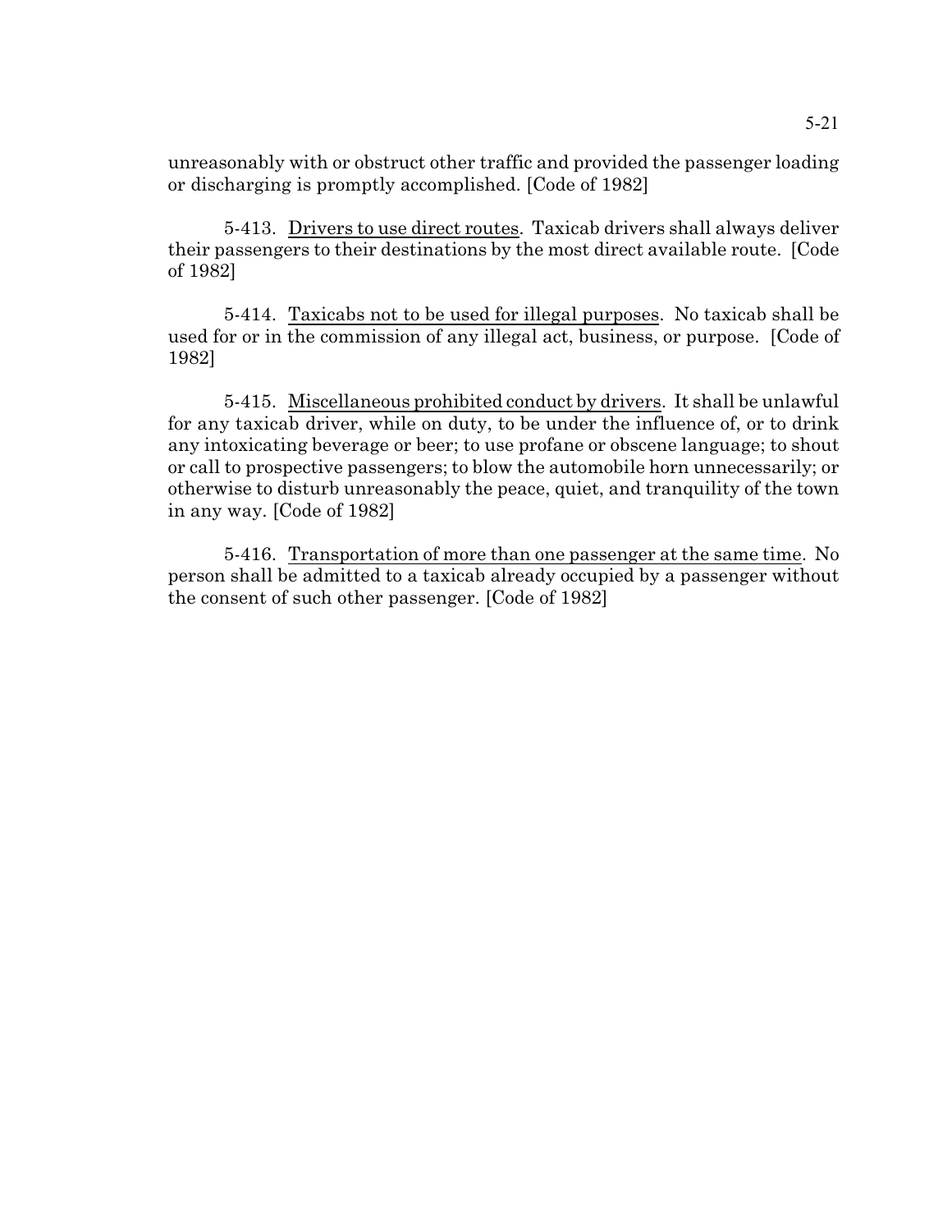unreasonably with or obstruct other traffic and provided the passenger loading or discharging is promptly accomplished. [Code of 1982]

5-413. Drivers to use direct routes. Taxicab drivers shall always deliver their passengers to their destinations by the most direct available route. [Code of 1982]

5-414. Taxicabs not to be used for illegal purposes. No taxicab shall be used for or in the commission of any illegal act, business, or purpose. [Code of 1982]

5-415. Miscellaneous prohibited conduct by drivers. It shall be unlawful for any taxicab driver, while on duty, to be under the influence of, or to drink any intoxicating beverage or beer; to use profane or obscene language; to shout or call to prospective passengers; to blow the automobile horn unnecessarily; or otherwise to disturb unreasonably the peace, quiet, and tranquility of the town in any way. [Code of 1982]

5-416. Transportation of more than one passenger at the same time. No person shall be admitted to a taxicab already occupied by a passenger without the consent of such other passenger. [Code of 1982]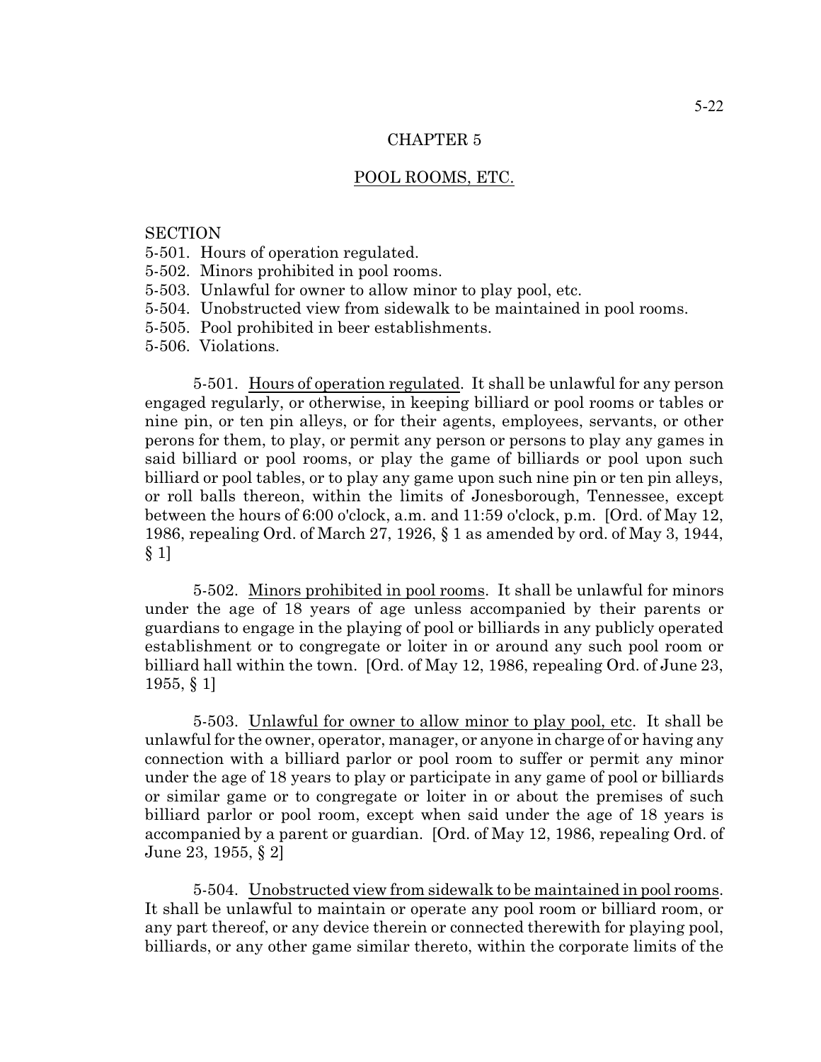# CHAPTER 5

## POOL ROOMS, ETC.

SECTION
5-501. Hours of operation regulated.
5-502. Minors prohibited in pool rooms.
5-503. Unlawful for owner to allow minor to play pool, etc.
5-504. Unobstructed view from sidewalk to be maintained in pool rooms.
5-505. Pool prohibited in beer establishments.
5-506. Violations.

5-501. Hours of operation regulated. It shall be unlawful for any person engaged regularly, or otherwise, in keeping billiard or pool rooms or tables or nine pin, or ten pin alleys, or for their agents, employees, servants, or other perons for them, to play, or permit any person or persons to play any games in said billiard or pool rooms, or play the game of billiards or pool upon such billiard or pool tables, or to play any game upon such nine pin or ten pin alleys, or roll balls thereon, within the limits of Jonesborough, Tennessee, except between the hours of 6:00 o'clock, a.m. and 11:59 o'clock, p.m. [Ord. of May 12, 1986, repealing Ord. of March 27, 1926, § 1 as amended by ord. of May 3, 1944, § 1]

5-502. Minors prohibited in pool rooms. It shall be unlawful for minors under the age of 18 years of age unless accompanied by their parents or guardians to engage in the playing of pool or billiards in any publicly operated establishment or to congregate or loiter in or around any such pool room or billiard hall within the town. [Ord. of May 12, 1986, repealing Ord. of June 23, 1955, § 1]

5-503. Unlawful for owner to allow minor to play pool, etc. It shall be unlawful for the owner, operator, manager, or anyone in charge of or having any connection with a billiard parlor or pool room to suffer or permit any minor under the age of 18 years to play or participate in any game of pool or billiards or similar game or to congregate or loiter in or about the premises of such billiard parlor or pool room, except when said under the age of 18 years is accompanied by a parent or guardian. [Ord. of May 12, 1986, repealing Ord. of June 23, 1955, § 2]

5-504. Unobstructed view from sidewalk to be maintained in pool rooms. It shall be unlawful to maintain or operate any pool room or billiard room, or any part thereof, or any device therein or connected therewith for playing pool, billiards, or any other game similar thereto, within the corporate limits of the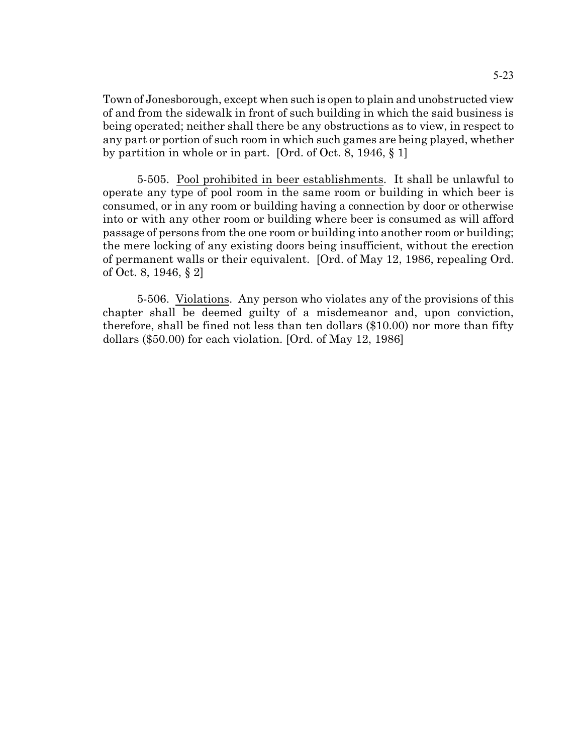Town of Jonesborough, except when such is open to plain and unobstructed view of and from the sidewalk in front of such building in which the said business is being operated; neither shall there be any obstructions as to view, in respect to any part or portion of such room in which such games are being played, whether by partition in whole or in part. [Ord. of Oct. 8, 1946, § 1]

5-505. Pool prohibited in beer establishments. It shall be unlawful to operate any type of pool room in the same room or building in which beer is consumed, or in any room or building having a connection by door or otherwise into or with any other room or building where beer is consumed as will afford passage of persons from the one room or building into another room or building; the mere locking of any existing doors being insufficient, without the erection of permanent walls or their equivalent. [Ord. of May 12, 1986, repealing Ord. of Oct. 8, 1946, § 2]

5-506. Violations. Any person who violates any of the provisions of this chapter shall be deemed guilty of a misdemeanor and, upon conviction, therefore, shall be fined not less than ten dollars ($10.00) nor more than fifty dollars ($50.00) for each violation. [Ord. of May 12, 1986]